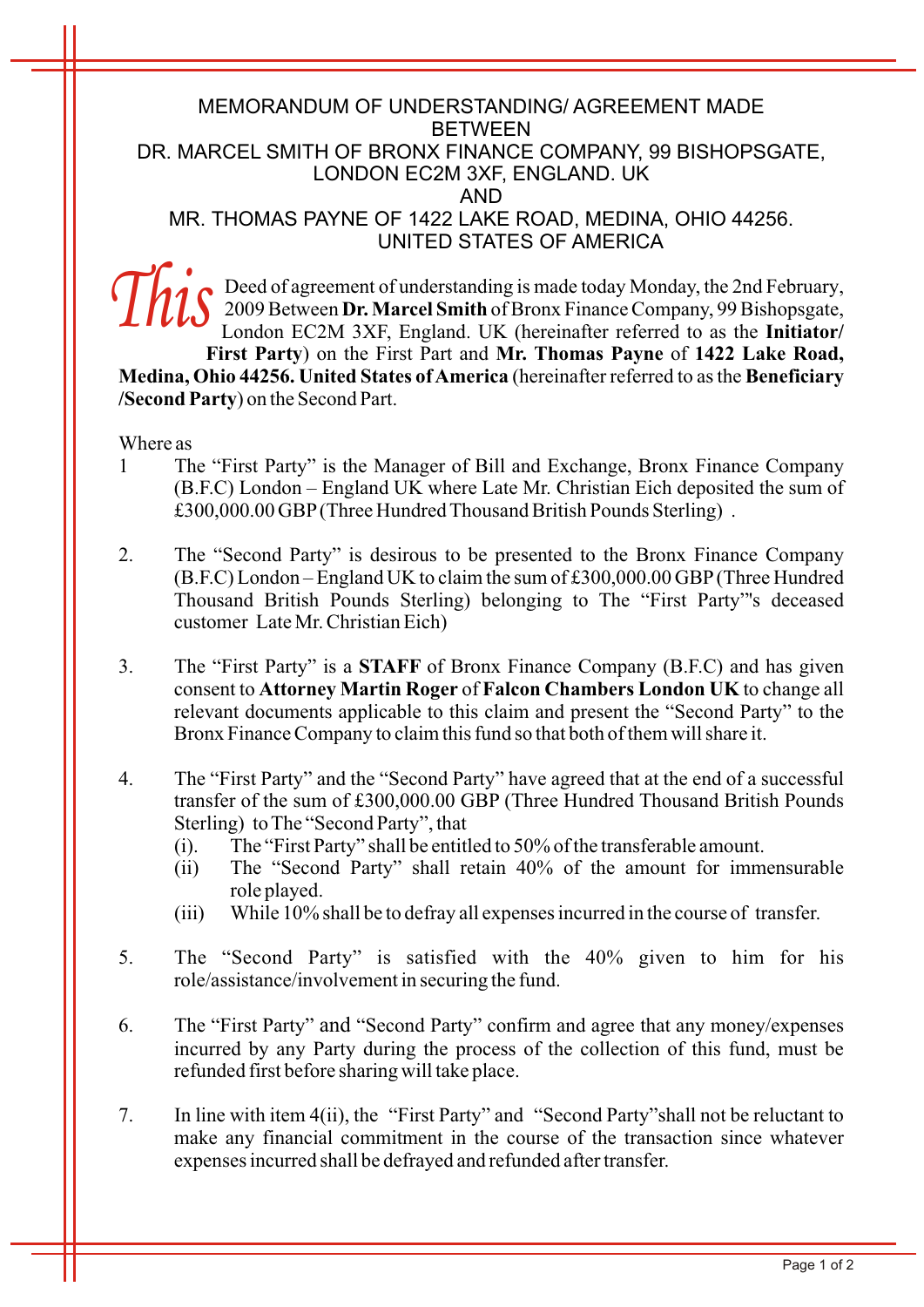MEMORANDUM OF UNDERSTANDING/ AGREEMENT MADE BETWEEN DR. MARCEL SMITH OF BRONX FINANCE COMPANY, 99 BISHOPSGATE, LONDON EC2M 3XF, ENGLAND. UK AND MR. THOMAS PAYNE OF 1422 LAKE ROAD, MEDINA, OHIO 44256. UNITED STATES OF AMERICA

*This* Deed of agreement of understanding is made today Monday, the 2nd February, 2009 Between **Dr. Marcel Smith** of Bronx Finance Company, 99 Bishopsgate, London EC2M 3XF, England. UK (hereinafter referred to as the **Initiator/ First Party**) on the First Part and **Mr. Thomas Payne** of **1422 Lake Road, Medina, Ohio 44256. United States of America** (hereinafter referred to as the **Beneficiary /Second Party**) on the Second Part.

Where as

1 The "First Party" is the Manager of Bill and Exchange, Bronx Finance Company (B.F.C) London – England UK where Late Mr. Christian Eich deposited the sum of £300,000.00 GBP (Three Hundred Thousand British Pounds Sterling) .

2. The "Second Party" is desirous to be presented to the Bronx Finance Company (B.F.C) London – England UK to claim the sum of £300,000.00 GBP (Three Hundred Thousand British Pounds Sterling) belonging to The "First Party"'s deceased customer Late Mr. Christian Eich)

3. The "First Party" is a **STAFF** of Bronx Finance Company (B.F.C) and has given consent to **Attorney Martin Roger** of **Falcon Chambers London UK** to change all relevant documents applicable to this claim and present the "Second Party" to the Bronx Finance Company to claim this fund so that both of them will share it.

4. The "First Party" and the "Second Party" have agreed that at the end of a successful transfer of the sum of £300,000.00 GBP (Three Hundred Thousand British Pounds Sterling) to The "Second Party", that
   (i). The "First Party" shall be entitled to 50% of the transferable amount.
   (ii) The "Second Party" shall retain 40% of the amount for immensurable role played.
   (iii) While 10% shall be to defray all expenses incurred in the course of transfer.

5. The "Second Party" is satisfied with the 40% given to him for his role/assistance/involvement in securing the fund.

6. The "First Party" and "Second Party" confirm and agree that any money/expenses incurred by any Party during the process of the collection of this fund, must be refunded first before sharing will take place.

7. In line with item 4(ii), the "First Party" and "Second Party" shall not be reluctant to make any financial commitment in the course of the transaction since whatever expenses incurred shall be defrayed and refunded after transfer.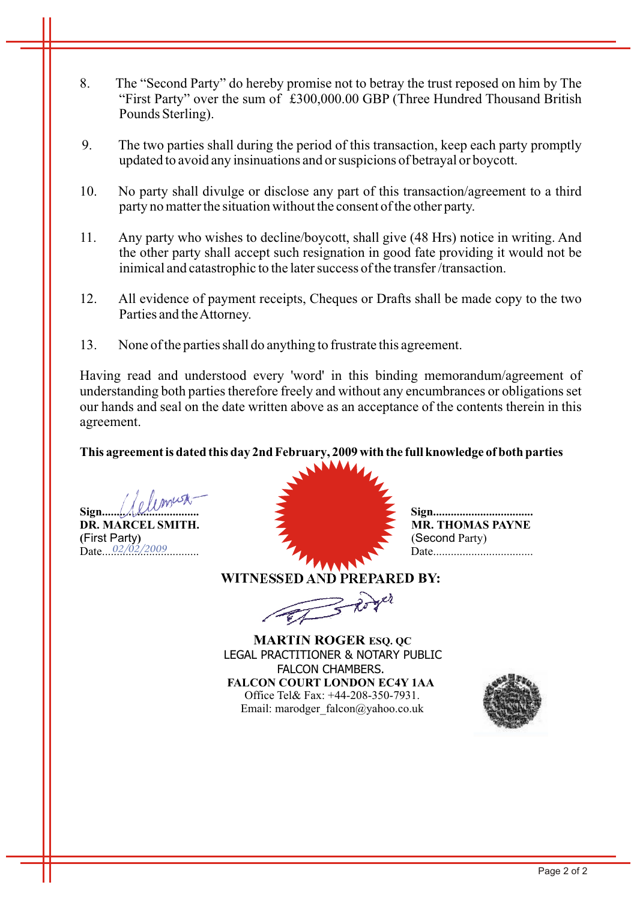8. The "Second Party" do hereby promise not to betray the trust reposed on him by The "First Party" over the sum of £300,000.00 GBP (Three Hundred Thousand British Pounds Sterling).

9. The two parties shall during the period of this transaction, keep each party promptly updated to avoid any insinuations and or suspicions of betrayal or boycott.

10. No party shall divulge or disclose any part of this transaction/agreement to a third party no matter the situation without the consent of the other party.

11. Any party who wishes to decline/boycott, shall give (48 Hrs) notice in writing. And the other party shall accept such resignation in good fate providing it would not be inimical and catastrophic to the later success of the transfer /transaction.

12. All evidence of payment receipts, Cheques or Drafts shall be made copy to the two Parties and the Attorney.

13. None of the parties shall do anything to frustrate this agreement.

Having read and understood every 'word' in this binding memorandum/agreement of understanding both parties therefore freely and without any encumbrances or obligations set our hands and seal on the date written above as an acceptance of the contents therein in this agreement.

**This agreement is dated this day 2nd February, 2009 with the full knowledge of both parties**

**Sign.................................**
**DR. MARCEL SMITH.**
**(**First Party**)**
Date...*02/02/2009*..........

**Sign.................................**
**MR. THOMAS PAYNE**
(Second Party)
Date.................................

**WITNESSED AND PREPARED BY:**

**MARTIN ROGER ESQ. QC**
LEGAL PRACTITIONER & NOTARY PUBLIC
FALCON CHAMBERS.
**FALCON COURT LONDON EC4Y 1AA**
Office Tel& Fax: +44-208-350-7931.
Email: marodger_falcon@yahoo.co.uk